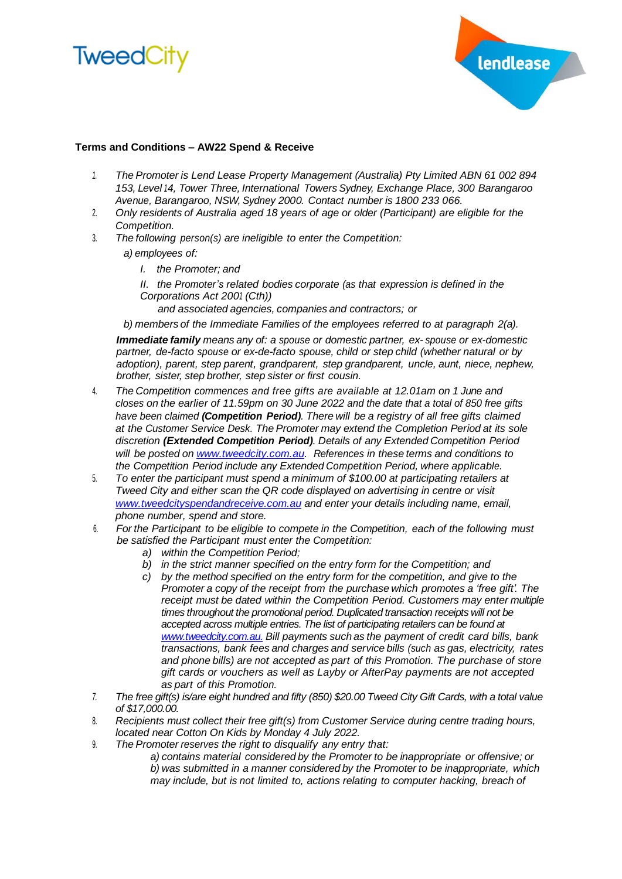**Terms and Conditions – AW22 Spend & Receive**

1. *The Promoter is Lend Lease Property Management (Australia) Pty Limited ABN 61 002 894 153, Level 14, Tower Three, International Towers Sydney, Exchange Place, 300 Barangaroo Avenue, Barangaroo, NSW, Sydney 2000. Contact number is 1800 233 066.*
2. *Only residents of Australia aged 18 years of age or older (Participant) are eligible for the Competition.*
3. *The following person(s) are ineligible to enter the Competition:*

   *a) employees of:*

   *I. the Promoter; and*

   *II. the Promoter's related bodies corporate (as that expression is defined in the Corporations Act 2001 (Cth))*

   *and associated agencies, companies and contractors; or*

   *b) members of the Immediate Families of the employees referred to at paragraph 2(a).*

   ***Immediate family** means any of: a spouse or domestic partner, ex- spouse or ex-domestic partner, de-facto spouse or ex-de-facto spouse, child or step child (whether natural or by adoption), parent, step parent, grandparent, step grandparent, uncle, aunt, niece, nephew, brother, sister, step brother, step sister or first cousin.*
4. *The Competition commences and free gifts are available at 12.01am on 1 June and closes on the earlier of 11.59pm on 30 June 2022 and the date that a total of 850 free gifts have been claimed **(Competition Period)**. There will be a registry of all free gifts claimed at the Customer Service Desk. The Promoter may extend the Completion Period at its sole discretion **(Extended Competition Period)**. Details of any Extended Competition Period will be posted on [www.tweedcity.com.au](www.tweedcity.com.au). References in these terms and conditions to the Competition Period include any Extended Competition Period, where applicable.*
5. *To enter the participant must spend a minimum of $100.00 at participating retailers at Tweed City and either scan the QR code displayed on advertising in centre or visit [www.tweedcityspendandreceive.com.au](www.tweedcityspendandreceive.com.au) and enter your details including name, email, phone number, spend and store.*
6. *For the Participant to be eligible to compete in the Competition, each of the following must be satisfied the Participant must enter the Competition:*
   a) *within the Competition Period;*
   b) *in the strict manner specified on the entry form for the Competition; and*
   c) *by the method specified on the entry form for the competition, and give to the Promoter a copy of the receipt from the purchase which promotes a 'free gift'. The receipt must be dated within the Competition Period. Customers may enter multiple times throughout the promotional period. Duplicated transaction receipts will not be accepted across multiple entries. The list of participating retailers can be found at [www.tweedcity.com.au.](www.tweedcity.com.au) Bill payments such as the payment of credit card bills, bank transactions, bank fees and charges and service bills (such as gas, electricity, rates and phone bills) are not accepted as part of this Promotion. The purchase of store gift cards or vouchers as well as Layby or AfterPay payments are not accepted as part of this Promotion.*
7. *The free gift(s) is/are eight hundred and fifty (850) $20.00 Tweed City Gift Cards, with a total value of $17,000.00.*
8. *Recipients must collect their free gift(s) from Customer Service during centre trading hours, located near Cotton On Kids by Monday 4 July 2022.*
9. *The Promoter reserves the right to disqualify any entry that:*

   *a) contains material considered by the Promoter to be inappropriate or offensive; or*

   *b) was submitted in a manner considered by the Promoter to be inappropriate, which may include, but is not limited to, actions relating to computer hacking, breach of*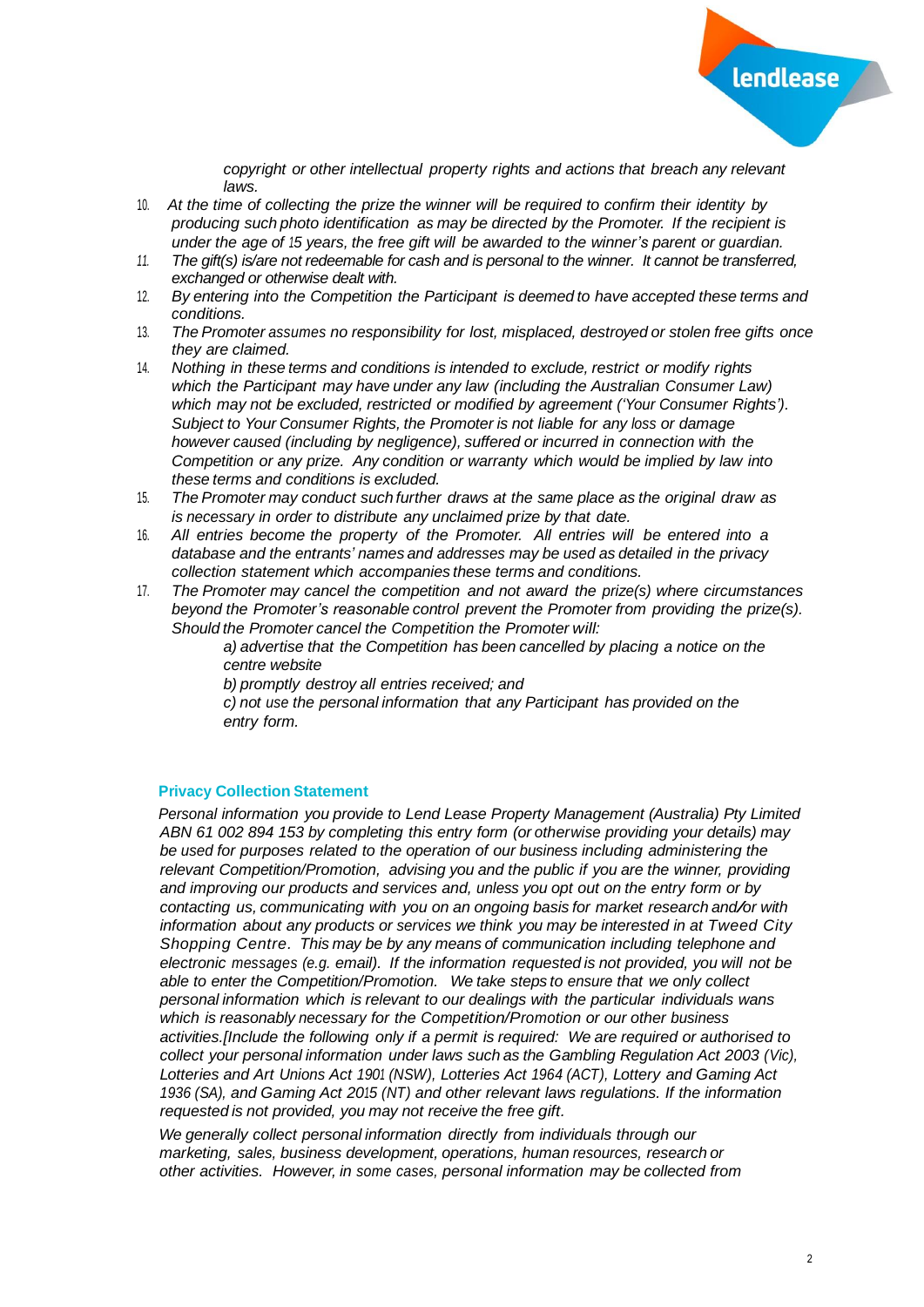*copyright or other intellectual property rights and actions that breach any relevant laws.*

10. *At the time of collecting the prize the winner will be required to confirm their identity by producing such photo identification as may be directed by the Promoter. If the recipient is under the age of 15 years, the free gift will be awarded to the winner's parent or guardian.*
11. *The gift(s) is/are not redeemable for cash and is personal to the winner. It cannot be transferred, exchanged or otherwise dealt with.*
12. *By entering into the Competition the Participant is deemed to have accepted these terms and conditions.*
13. *The Promoter assumes no responsibility for lost, misplaced, destroyed or stolen free gifts once they are claimed.*
14. *Nothing in these terms and conditions is intended to exclude, restrict or modify rights which the Participant may have under any law (including the Australian Consumer Law) which may not be excluded, restricted or modified by agreement ('Your Consumer Rights'). Subject to Your Consumer Rights, the Promoter is not liable for any loss or damage however caused (including by negligence), suffered or incurred in connection with the Competition or any prize. Any condition or warranty which would be implied by law into these terms and conditions is excluded.*
15. *The Promoter may conduct such further draws at the same place as the original draw as is necessary in order to distribute any unclaimed prize by that date.*
16. *All entries become the property of the Promoter. All entries will be entered into a database and the entrants' names and addresses may be used as detailed in the privacy collection statement which accompanies these terms and conditions.*
17. *The Promoter may cancel the competition and not award the prize(s) where circumstances beyond the Promoter's reasonable control prevent the Promoter from providing the prize(s). Should the Promoter cancel the Competition the Promoter will:*
    *a) advertise that the Competition has been cancelled by placing a notice on the centre website*
    *b) promptly destroy all entries received; and*
    *c) not use the personal information that any Participant has provided on the entry form.*

## Privacy Collection Statement

*Personal information you provide to Lend Lease Property Management (Australia) Pty Limited ABN 61 002 894 153 by completing this entry form (or otherwise providing your details) may be used for purposes related to the operation of our business including administering the relevant Competition/Promotion, advising you and the public if you are the winner, providing and improving our products and services and, unless you opt out on the entry form or by contacting us, communicating with you on an ongoing basis for market research and/or with information about any products or services we think you may be interested in at Tweed City Shopping Centre. This may be by any means of communication including telephone and electronic messages (e.g. email). If the information requested is not provided, you will not be able to enter the Competition/Promotion. We take steps to ensure that we only collect personal information which is relevant to our dealings with the particular individuals wans which is reasonably necessary for the Competition/Promotion or our other business activities.[Include the following only if a permit is required: We are required or authorised to collect your personal information under laws such as the Gambling Regulation Act 2003 (Vic), Lotteries and Art Unions Act 1901 (NSW), Lotteries Act 1964 (ACT), Lottery and Gaming Act 1936 (SA), and Gaming Act 2015 (NT) and other relevant laws regulations. If the information requested is not provided, you may not receive the free gift.*

*We generally collect personal information directly from individuals through our marketing, sales, business development, operations, human resources, research or other activities. However, in some cases, personal information may be collected from*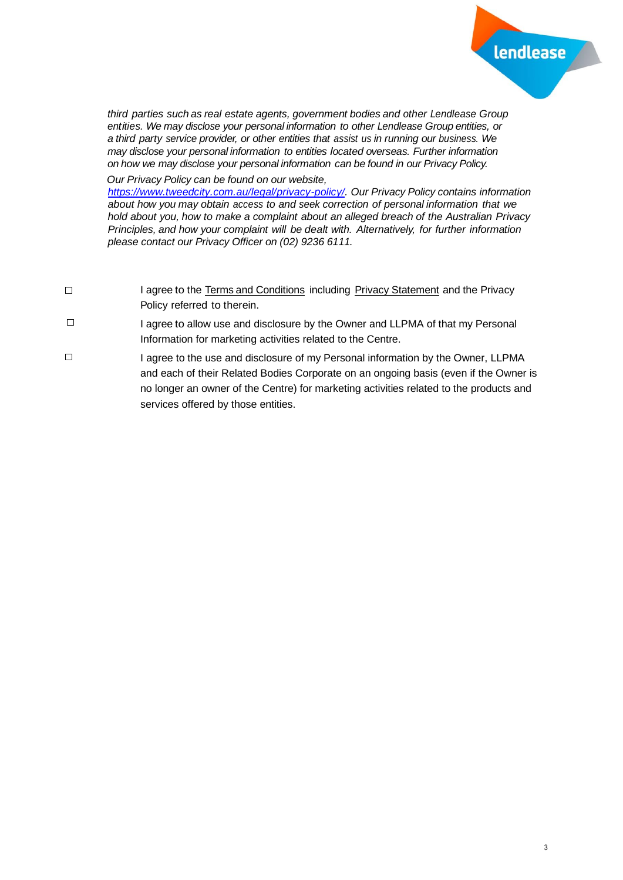*third parties such as real estate agents, government bodies and other Lendlease Group entities. We may disclose your personal information to other Lendlease Group entities, or a third party service provider, or other entities that assist us in running our business. We may disclose your personal information to entities located overseas. Further information on how we may disclose your personal information can be found in our Privacy Policy.*

*Our Privacy Policy can be found on our website, [https://www.tweedcity.com.au/legal/privacy-policy/](https://www.tweedcity.com.au/legal/privacy-policy/). Our Privacy Policy contains information about how you may obtain access to and seek correction of personal information that we hold about you, how to make a complaint about an alleged breach of the Australian Privacy Principles, and how your complaint will be dealt with. Alternatively, for further information please contact our Privacy Officer on (02) 9236 6111.*

- ☐ I agree to the Terms and Conditions including Privacy Statement and the Privacy Policy referred to therein.
- ☐ I agree to allow use and disclosure by the Owner and LLPMA of that my Personal Information for marketing activities related to the Centre.
- ☐ I agree to the use and disclosure of my Personal information by the Owner, LLPMA and each of their Related Bodies Corporate on an ongoing basis (even if the Owner is no longer an owner of the Centre) for marketing activities related to the products and services offered by those entities.